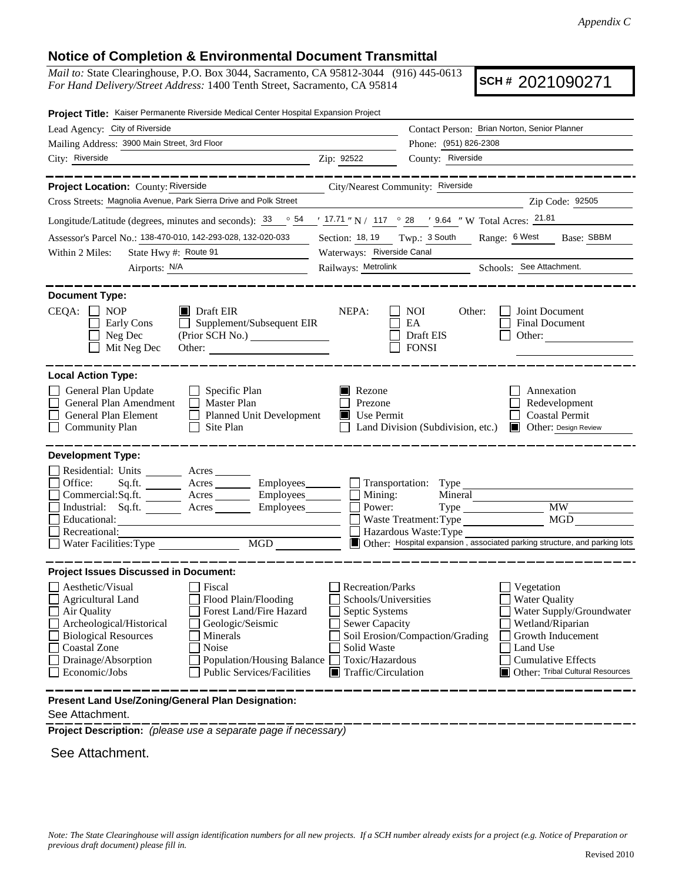*Appendix C*

# Notice of Completion & Environmental Document Transmittal

*Mail to:* State Clearinghouse, P.O. Box 3044, Sacramento, CA 95812-3044 (916) 445-0613
*For Hand Delivery/Street Address:* 1400 Tenth Street, Sacramento, CA 95814

**SCH #** 2021090271

**Project Title:** Kaiser Permanente Riverside Medical Center Hospital Expansion Project

Lead Agency: City of Riverside
Contact Person: Brian Norton, Senior Planner
Mailing Address: 3900 Main Street, 3rd Floor
Phone: (951) 826-2308
City: Riverside
Zip: 92522
County: Riverside

---

**Project Location:** County: Riverside
City/Nearest Community: Riverside
Cross Streets: Magnolia Avenue, Park Sierra Drive and Polk Street
Zip Code: 92505
Longitude/Latitude (degrees, minutes and seconds): 33 ° 54 ′ 17.71 ″ N / 117 ° 28 ′ 9.64 ″ W Total Acres: 21.81
Assessor's Parcel No.: 138-470-010, 142-293-028, 132-020-033
Section: 18, 19 Twp.: 3 South Range: 6 West Base: SBBM
Within 2 Miles: State Hwy #: Route 91
Waterways: Riverside Canal
Airports: N/A
Railways: Metrolink
Schools: See Attachment.

---

**Document Type:**

CEQA:
- [ ] NOP
- [ ] Early Cons
- [ ] Neg Dec
- [ ] Mit Neg Dec
- [x] Draft EIR
- [ ] Supplement/Subsequent EIR (Prior SCH No.)
- Other:

NEPA:
- [ ] NOI
- [ ] EA
- [ ] Draft EIS
- [ ] FONSI

Other:
- [ ] Joint Document
- [ ] Final Document
- [ ] Other:

---

**Local Action Type:**

- [ ] General Plan Update
- [ ] General Plan Amendment
- [ ] General Plan Element
- [ ] Community Plan
- [ ] Specific Plan
- [ ] Master Plan
- [ ] Planned Unit Development
- [ ] Site Plan
- [x] Rezone
- [ ] Prezone
- [x] Use Permit
- [ ] Land Division (Subdivision, etc.)
- [ ] Annexation
- [ ] Redevelopment
- [ ] Coastal Permit
- [x] Other: Design Review

---

**Development Type:**

- [ ] Residential: Units ___ Acres ___
- [ ] Office: Sq.ft. ___ Acres ___ Employees ___
- [ ] Commercial: Sq.ft. ___ Acres ___ Employees ___
- [ ] Industrial: Sq.ft. ___ Acres ___ Employees ___
- [ ] Educational:
- [ ] Recreational:
- [ ] Water Facilities: Type ___ MGD ___
- [ ] Transportation: Type
- [ ] Mining: Mineral
- [ ] Power: Type ___ MW ___
- [ ] Waste Treatment: Type ___ MGD ___
- [ ] Hazardous Waste: Type
- [x] Other: Hospital expansion , associated parking structure, and parking lots

---

**Project Issues Discussed in Document:**

- [ ] Aesthetic/Visual
- [ ] Agricultural Land
- [ ] Air Quality
- [ ] Archeological/Historical
- [ ] Biological Resources
- [ ] Coastal Zone
- [ ] Drainage/Absorption
- [ ] Economic/Jobs
- [ ] Fiscal
- [ ] Flood Plain/Flooding
- [ ] Forest Land/Fire Hazard
- [ ] Geologic/Seismic
- [ ] Minerals
- [ ] Noise
- [ ] Population/Housing Balance
- [ ] Public Services/Facilities
- [ ] Recreation/Parks
- [ ] Schools/Universities
- [ ] Septic Systems
- [ ] Sewer Capacity
- [ ] Soil Erosion/Compaction/Grading
- [ ] Solid Waste
- [ ] Toxic/Hazardous
- [x] Traffic/Circulation
- [ ] Vegetation
- [ ] Water Quality
- [ ] Water Supply/Groundwater
- [ ] Wetland/Riparian
- [ ] Growth Inducement
- [ ] Land Use
- [ ] Cumulative Effects
- [x] Other: Tribal Cultural Resources

---

**Present Land Use/Zoning/General Plan Designation:**

See Attachment.

**Project Description:** *(please use a separate page if necessary)*

See Attachment.

*Note: The State Clearinghouse will assign identification numbers for all new projects. If a SCH number already exists for a project (e.g. Notice of Preparation or previous draft document) please fill in.*

Revised 2010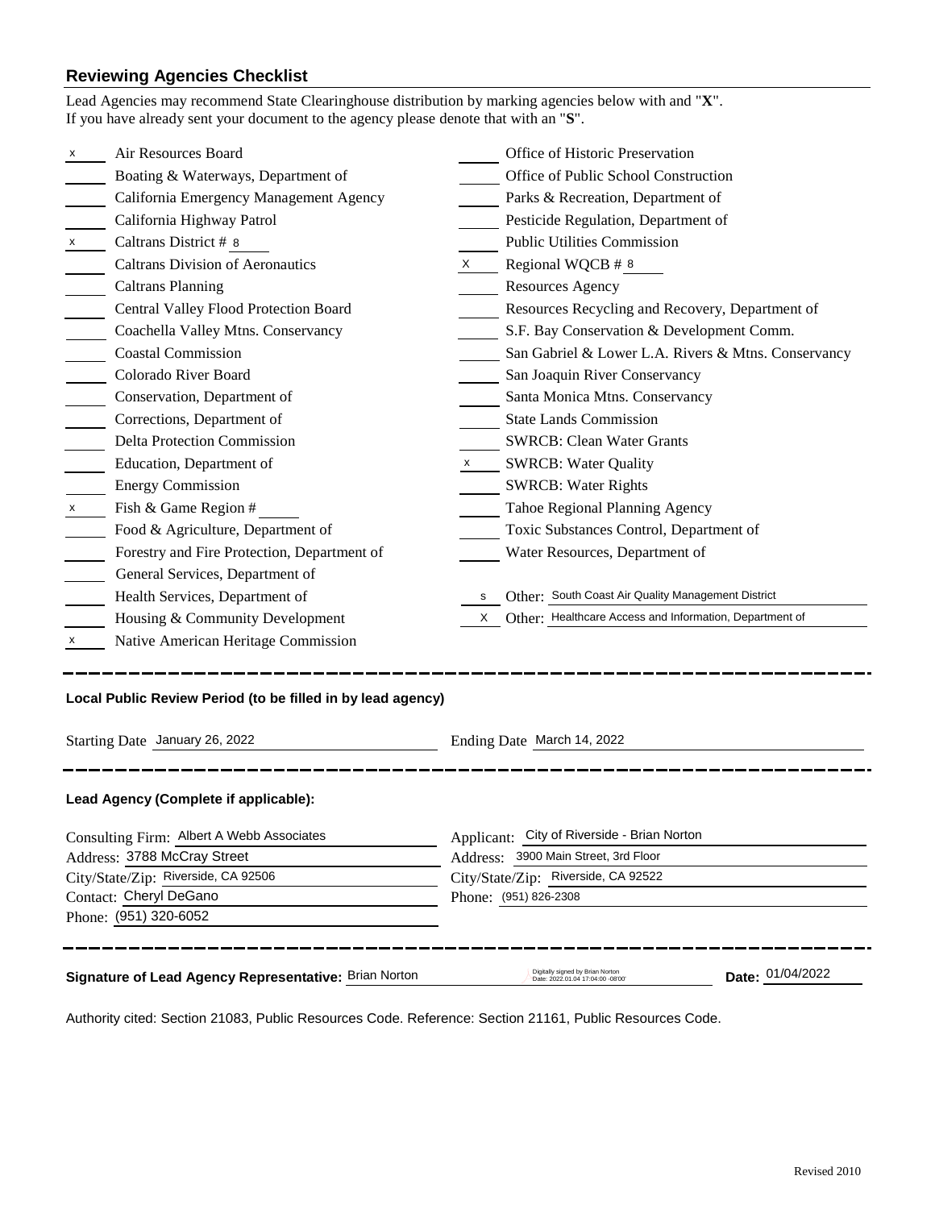## Reviewing Agencies Checklist

Lead Agencies may recommend State Clearinghouse distribution by marking agencies below with and "**X**".
If you have already sent your document to the agency please denote that with an "**S**".

| Mark | Agency | Mark | Agency |
|---|---|---|---|
| x | Air Resources Board | | Office of Historic Preservation |
| | Boating & Waterways, Department of | | Office of Public School Construction |
| | California Emergency Management Agency | | Parks & Recreation, Department of |
| | California Highway Patrol | | Pesticide Regulation, Department of |
| x | Caltrans District # 8 | | Public Utilities Commission |
| | Caltrans Division of Aeronautics | X | Regional WQCB # 8 |
| | Caltrans Planning | | Resources Agency |
| | Central Valley Flood Protection Board | | Resources Recycling and Recovery, Department of |
| | Coachella Valley Mtns. Conservancy | | S.F. Bay Conservation & Development Comm. |
| | Coastal Commission | | San Gabriel & Lower L.A. Rivers & Mtns. Conservancy |
| | Colorado River Board | | San Joaquin River Conservancy |
| | Conservation, Department of | | Santa Monica Mtns. Conservancy |
| | Corrections, Department of | | State Lands Commission |
| | Delta Protection Commission | | SWRCB: Clean Water Grants |
| | Education, Department of | x | SWRCB: Water Quality |
| | Energy Commission | | SWRCB: Water Rights |
| x | Fish & Game Region # ____ | | Tahoe Regional Planning Agency |
| | Food & Agriculture, Department of | | Toxic Substances Control, Department of |
| | Forestry and Fire Protection, Department of | | Water Resources, Department of |
| | General Services, Department of | | |
| | Health Services, Department of | s | Other: South Coast Air Quality Management District |
| | Housing & Community Development | X | Other: Healthcare Access and Information, Department of |
| x | Native American Heritage Commission | | |

---

**Local Public Review Period (to be filled in by lead agency)**

Starting Date January 26, 2022 Ending Date March 14, 2022

---

**Lead Agency (Complete if applicable):**

| | |
|---|---|
| Consulting Firm: Albert A Webb Associates | Applicant: City of Riverside - Brian Norton |
| Address: 3788 McCray Street | Address: 3900 Main Street, 3rd Floor |
| City/State/Zip: Riverside, CA 92506 | City/State/Zip: Riverside, CA 92522 |
| Contact: Cheryl DeGano | Phone: (951) 826-2308 |
| Phone: (951) 320-6052 | |

---

**Signature of Lead Agency Representative:** Brian Norton Digitally signed by Brian Norton Date: 2022.01.04 17:04:00 -08'00' **Date:** 01/04/2022

Authority cited: Section 21083, Public Resources Code. Reference: Section 21161, Public Resources Code.

Revised 2010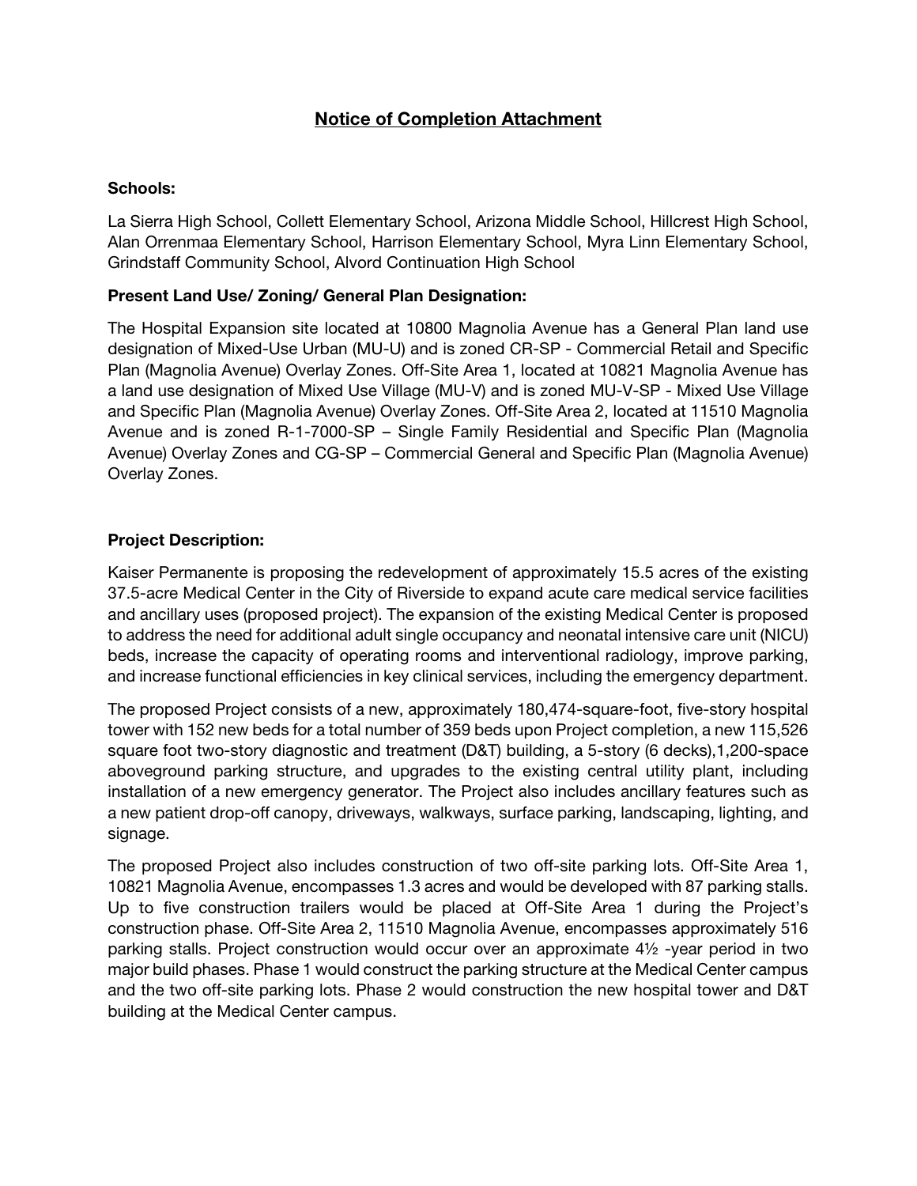# Notice of Completion Attachment

**Schools:**

La Sierra High School, Collett Elementary School, Arizona Middle School, Hillcrest High School, Alan Orrenmaa Elementary School, Harrison Elementary School, Myra Linn Elementary School, Grindstaff Community School, Alvord Continuation High School

**Present Land Use/ Zoning/ General Plan Designation:**

The Hospital Expansion site located at 10800 Magnolia Avenue has a General Plan land use designation of Mixed-Use Urban (MU-U) and is zoned CR-SP - Commercial Retail and Specific Plan (Magnolia Avenue) Overlay Zones. Off-Site Area 1, located at 10821 Magnolia Avenue has a land use designation of Mixed Use Village (MU-V) and is zoned MU-V-SP - Mixed Use Village and Specific Plan (Magnolia Avenue) Overlay Zones. Off-Site Area 2, located at 11510 Magnolia Avenue and is zoned R-1-7000-SP – Single Family Residential and Specific Plan (Magnolia Avenue) Overlay Zones and CG-SP – Commercial General and Specific Plan (Magnolia Avenue) Overlay Zones.

**Project Description:**

Kaiser Permanente is proposing the redevelopment of approximately 15.5 acres of the existing 37.5-acre Medical Center in the City of Riverside to expand acute care medical service facilities and ancillary uses (proposed project). The expansion of the existing Medical Center is proposed to address the need for additional adult single occupancy and neonatal intensive care unit (NICU) beds, increase the capacity of operating rooms and interventional radiology, improve parking, and increase functional efficiencies in key clinical services, including the emergency department.

The proposed Project consists of a new, approximately 180,474-square-foot, five-story hospital tower with 152 new beds for a total number of 359 beds upon Project completion, a new 115,526 square foot two-story diagnostic and treatment (D&T) building, a 5-story (6 decks),1,200-space aboveground parking structure, and upgrades to the existing central utility plant, including installation of a new emergency generator. The Project also includes ancillary features such as a new patient drop-off canopy, driveways, walkways, surface parking, landscaping, lighting, and signage.

The proposed Project also includes construction of two off-site parking lots. Off-Site Area 1, 10821 Magnolia Avenue, encompasses 1.3 acres and would be developed with 87 parking stalls. Up to five construction trailers would be placed at Off-Site Area 1 during the Project's construction phase. Off-Site Area 2, 11510 Magnolia Avenue, encompasses approximately 516 parking stalls. Project construction would occur over an approximate 4½ -year period in two major build phases. Phase 1 would construct the parking structure at the Medical Center campus and the two off-site parking lots. Phase 2 would construction the new hospital tower and D&T building at the Medical Center campus.